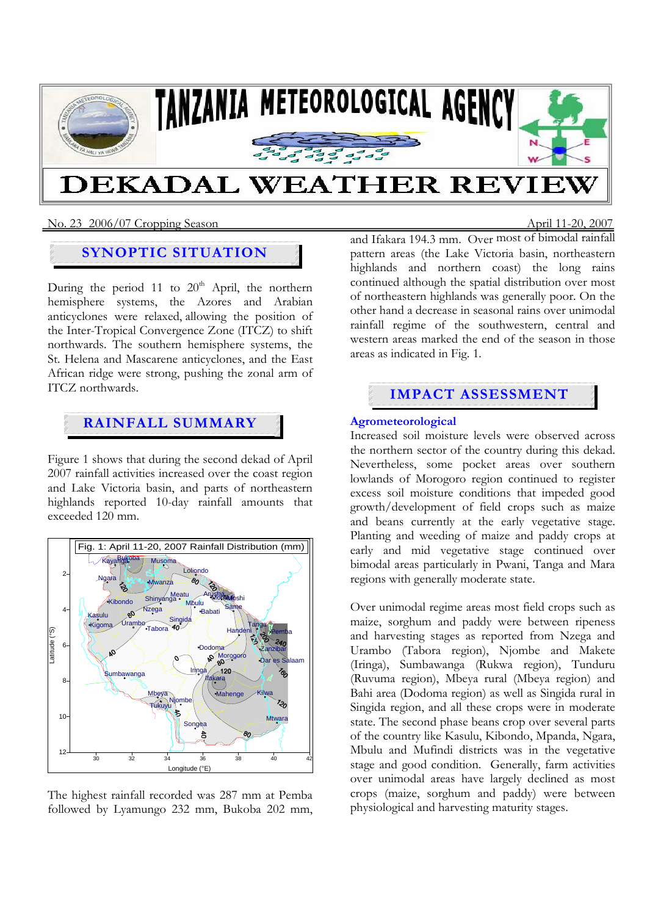# TANZANIA METEOROLOGICAL AGENCY

# DEKADAL WEATHER REVIEW

No. 23 2006/07 Cropping Season April 11-20, 2007

## SYNOPTIC SITUATION

During the period 11 to 20th April, the northern hemisphere systems, the Azores and Arabian anticyclones were relaxed, allowing the position of the Inter-Tropical Convergence Zone (ITCZ) to shift northwards. The southern hemisphere systems, the St. Helena and Mascarene anticyclones, and the East African ridge were strong, pushing the zonal arm of ITCZ northwards.

## RAINFALL SUMMARY

Figure 1 shows that during the second dekad of April 2007 rainfall activities increased over the coast region and Lake Victoria basin, and parts of northeastern highlands reported 10-day rainfall amounts that exceeded 120 mm.

Fig. 1: April 11-20, 2007 Rainfall Distribution (mm)

The highest rainfall recorded was 287 mm at Pemba followed by Lyamungo 232 mm, Bukoba 202 mm, and Ifakara 194.3 mm. Over most of bimodal rainfall pattern areas (the Lake Victoria basin, northeastern highlands and northern coast) the long rains continued although the spatial distribution over most of northeastern highlands was generally poor. On the other hand a decrease in seasonal rains over unimodal rainfall regime of the southwestern, central and western areas marked the end of the season in those areas as indicated in Fig. 1.

## IMPACT ASSESSMENT

### Agrometeorological

Increased soil moisture levels were observed across the northern sector of the country during this dekad. Nevertheless, some pocket areas over southern lowlands of Morogoro region continued to register excess soil moisture conditions that impeded good growth/development of field crops such as maize and beans currently at the early vegetative stage. Planting and weeding of maize and paddy crops at early and mid vegetative stage continued over bimodal areas particularly in Pwani, Tanga and Mara regions with generally moderate state.

Over unimodal regime areas most field crops such as maize, sorghum and paddy were between ripeness and harvesting stages as reported from Nzega and Urambo (Tabora region), Njombe and Makete (Iringa), Sumbawanga (Rukwa region), Tunduru (Ruvuma region), Mbeya rural (Mbeya region) and Bahi area (Dodoma region) as well as Singida rural in Singida region, and all these crops were in moderate state. The second phase beans crop over several parts of the country like Kasulu, Kibondo, Mpanda, Ngara, Mbulu and Mufindi districts was in the vegetative stage and good condition. Generally, farm activities over unimodal areas have largely declined as most crops (maize, sorghum and paddy) were between physiological and harvesting maturity stages.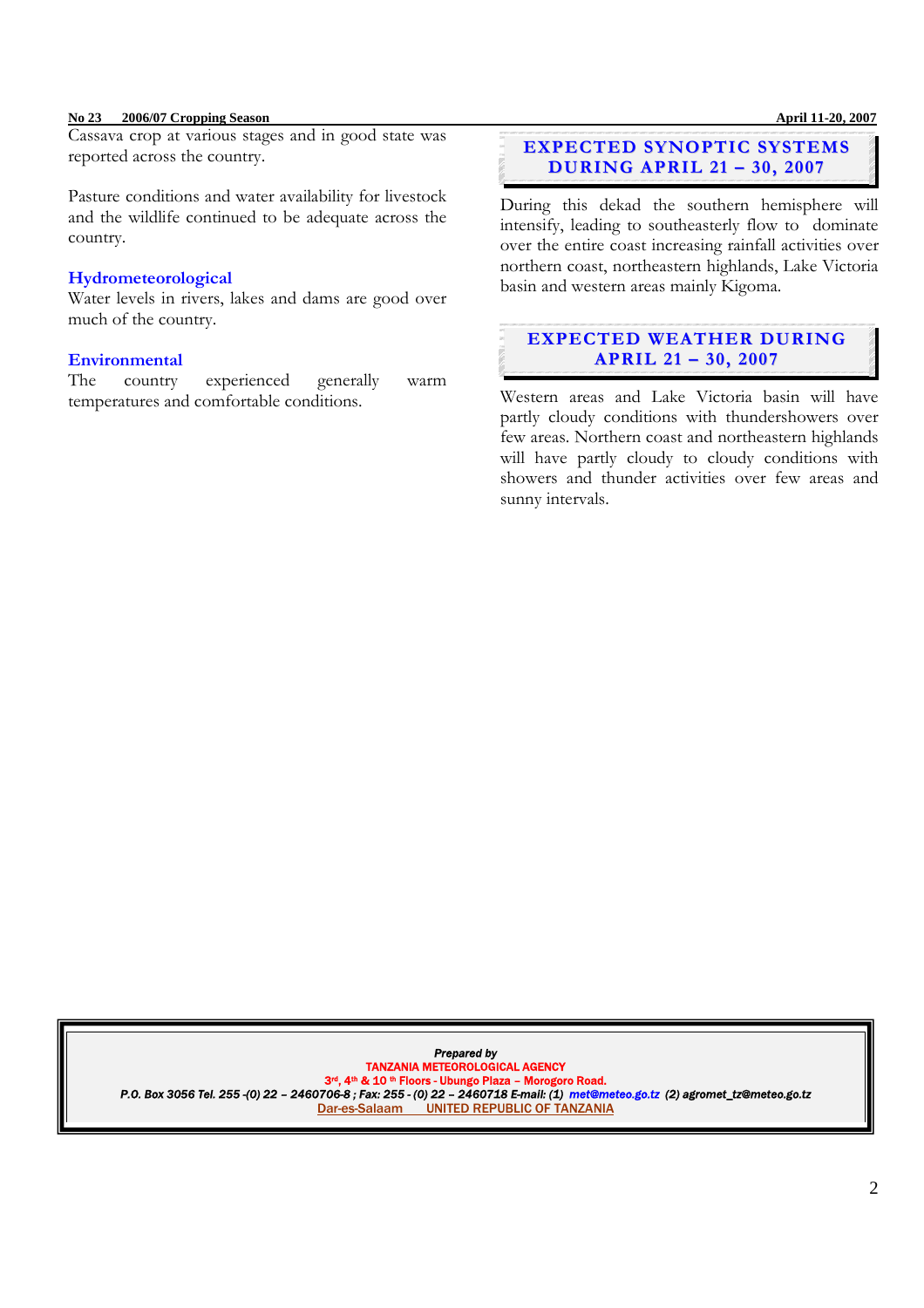Cassava crop at various stages and in good state was reported across the country.

Pasture conditions and water availability for livestock and the wildlife continued to be adequate across the country.

### Hydrometeorological

Water levels in rivers, lakes and dams are good over much of the country.

### Environmental

The country experienced generally warm temperatures and comfortable conditions.

## EXPECTED SYNOPTIC SYSTEMS DURING APRIL 21 – 30, 2007

During this dekad the southern hemisphere will intensify, leading to southeasterly flow to dominate over the entire coast increasing rainfall activities over northern coast, northeastern highlands, Lake Victoria basin and western areas mainly Kigoma.

## EXPECTED WEATHER DURING APRIL 21 – 30, 2007

Western areas and Lake Victoria basin will have partly cloudy conditions with thundershowers over few areas. Northern coast and northeastern highlands will have partly cloudy to cloudy conditions with showers and thunder activities over few areas and sunny intervals.

*Prepared by*
TANZANIA METEOROLOGICAL AGENCY
3rd, 4th & 10th Floors - Ubungo Plaza – Morogoro Road.
*P.O. Box 3056 Tel. 255 -(0) 22 – 2460706-8 ; Fax: 255 - (0) 22 – 2460718 E-mail: (1) met@meteo.go.tz (2) agromet_tz@meteo.go.tz*
Dar-es-Salaam UNITED REPUBLIC OF TANZANIA